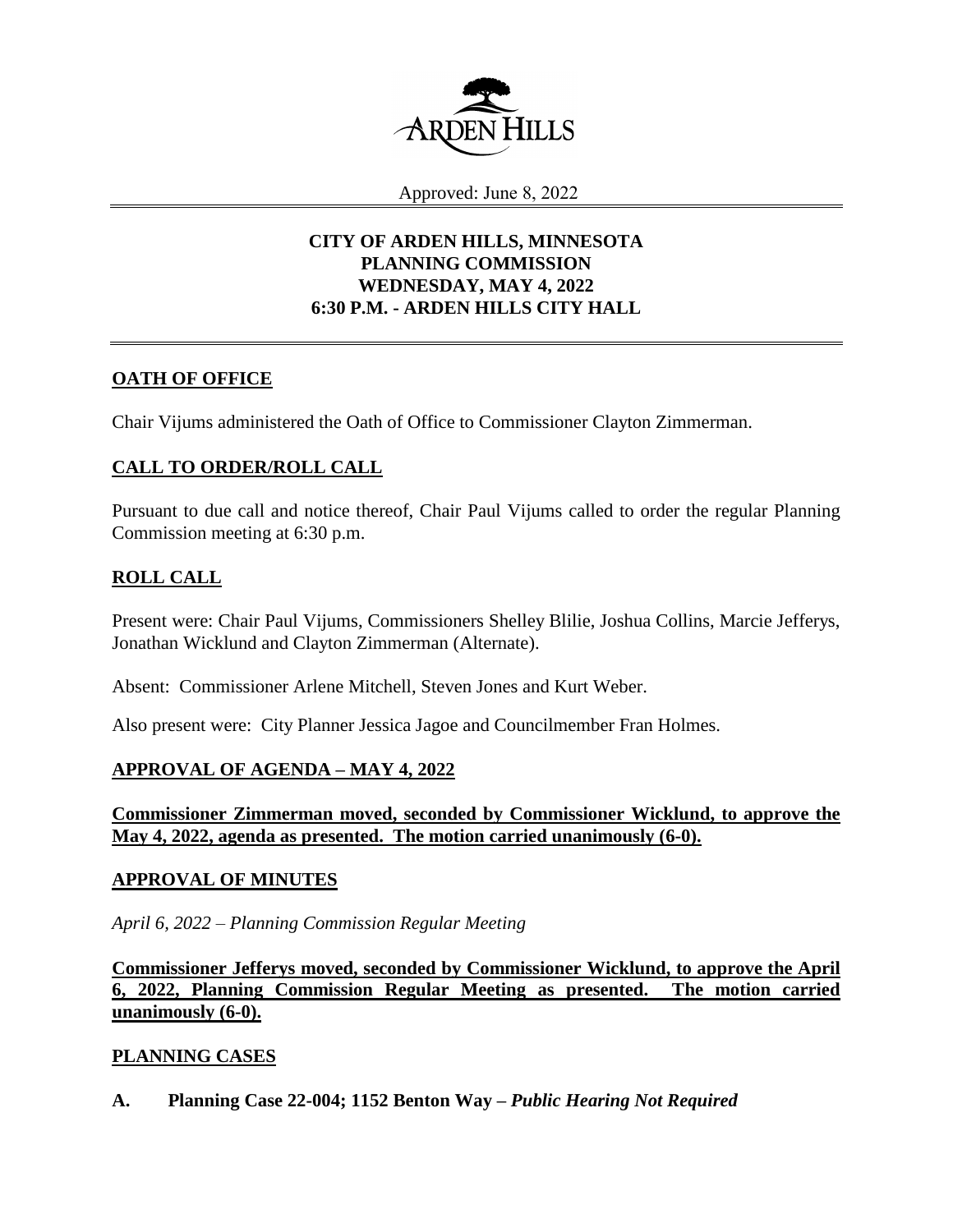Approved: June 8, 2022

**CITY OF ARDEN HILLS, MINNESOTA**
**PLANNING COMMISSION**
**WEDNESDAY, MAY 4, 2022**
**6:30 P.M. - ARDEN HILLS CITY HALL**

## OATH OF OFFICE

Chair Vijums administered the Oath of Office to Commissioner Clayton Zimmerman.

## CALL TO ORDER/ROLL CALL

Pursuant to due call and notice thereof, Chair Paul Vijums called to order the regular Planning Commission meeting at 6:30 p.m.

## ROLL CALL

Present were: Chair Paul Vijums, Commissioners Shelley Blilie, Joshua Collins, Marcie Jefferys, Jonathan Wicklund and Clayton Zimmerman (Alternate).

Absent: Commissioner Arlene Mitchell, Steven Jones and Kurt Weber.

Also present were: City Planner Jessica Jagoe and Councilmember Fran Holmes.

## APPROVAL OF AGENDA – MAY 4, 2022

**Commissioner Zimmerman moved, seconded by Commissioner Wicklund, to approve the May 4, 2022, agenda as presented. The motion carried unanimously (6-0).**

## APPROVAL OF MINUTES

*April 6, 2022 – Planning Commission Regular Meeting*

**Commissioner Jefferys moved, seconded by Commissioner Wicklund, to approve the April 6, 2022, Planning Commission Regular Meeting as presented. The motion carried unanimously (6-0).**

## PLANNING CASES

**A. Planning Case 22-004; 1152 Benton Way –** ***Public Hearing Not Required***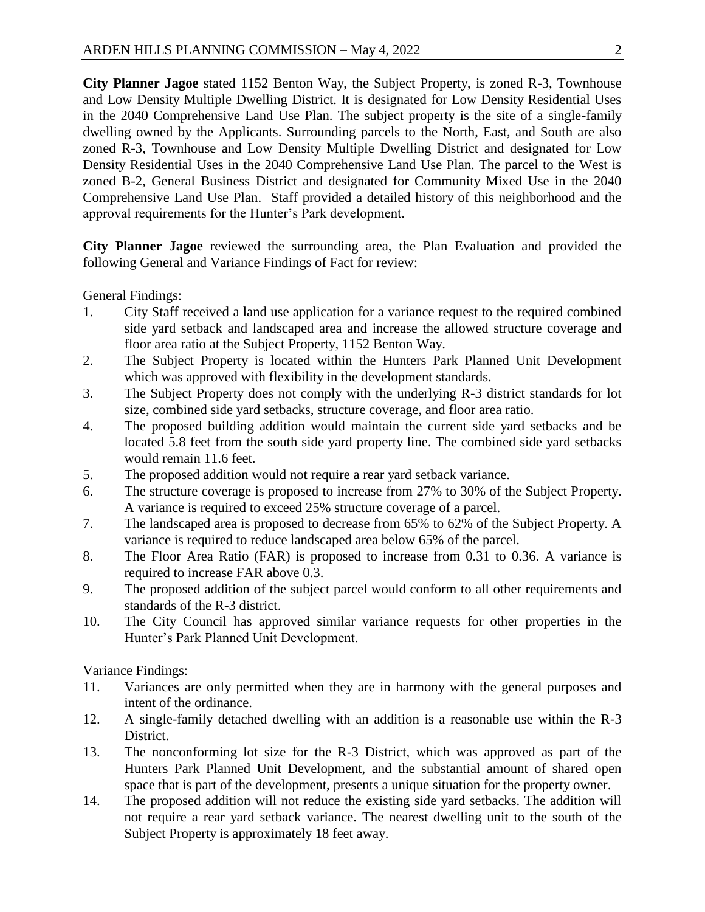**City Planner Jagoe** stated 1152 Benton Way, the Subject Property, is zoned R-3, Townhouse and Low Density Multiple Dwelling District. It is designated for Low Density Residential Uses in the 2040 Comprehensive Land Use Plan. The subject property is the site of a single-family dwelling owned by the Applicants. Surrounding parcels to the North, East, and South are also zoned R-3, Townhouse and Low Density Multiple Dwelling District and designated for Low Density Residential Uses in the 2040 Comprehensive Land Use Plan. The parcel to the West is zoned B-2, General Business District and designated for Community Mixed Use in the 2040 Comprehensive Land Use Plan. Staff provided a detailed history of this neighborhood and the approval requirements for the Hunter's Park development.

**City Planner Jagoe** reviewed the surrounding area, the Plan Evaluation and provided the following General and Variance Findings of Fact for review:

General Findings:

1. City Staff received a land use application for a variance request to the required combined side yard setback and landscaped area and increase the allowed structure coverage and floor area ratio at the Subject Property, 1152 Benton Way.
2. The Subject Property is located within the Hunters Park Planned Unit Development which was approved with flexibility in the development standards.
3. The Subject Property does not comply with the underlying R-3 district standards for lot size, combined side yard setbacks, structure coverage, and floor area ratio.
4. The proposed building addition would maintain the current side yard setbacks and be located 5.8 feet from the south side yard property line. The combined side yard setbacks would remain 11.6 feet.
5. The proposed addition would not require a rear yard setback variance.
6. The structure coverage is proposed to increase from 27% to 30% of the Subject Property. A variance is required to exceed 25% structure coverage of a parcel.
7. The landscaped area is proposed to decrease from 65% to 62% of the Subject Property. A variance is required to reduce landscaped area below 65% of the parcel.
8. The Floor Area Ratio (FAR) is proposed to increase from 0.31 to 0.36. A variance is required to increase FAR above 0.3.
9. The proposed addition of the subject parcel would conform to all other requirements and standards of the R-3 district.
10. The City Council has approved similar variance requests for other properties in the Hunter's Park Planned Unit Development.

Variance Findings:

11. Variances are only permitted when they are in harmony with the general purposes and intent of the ordinance.
12. A single-family detached dwelling with an addition is a reasonable use within the R-3 District.
13. The nonconforming lot size for the R-3 District, which was approved as part of the Hunters Park Planned Unit Development, and the substantial amount of shared open space that is part of the development, presents a unique situation for the property owner.
14. The proposed addition will not reduce the existing side yard setbacks. The addition will not require a rear yard setback variance. The nearest dwelling unit to the south of the Subject Property is approximately 18 feet away.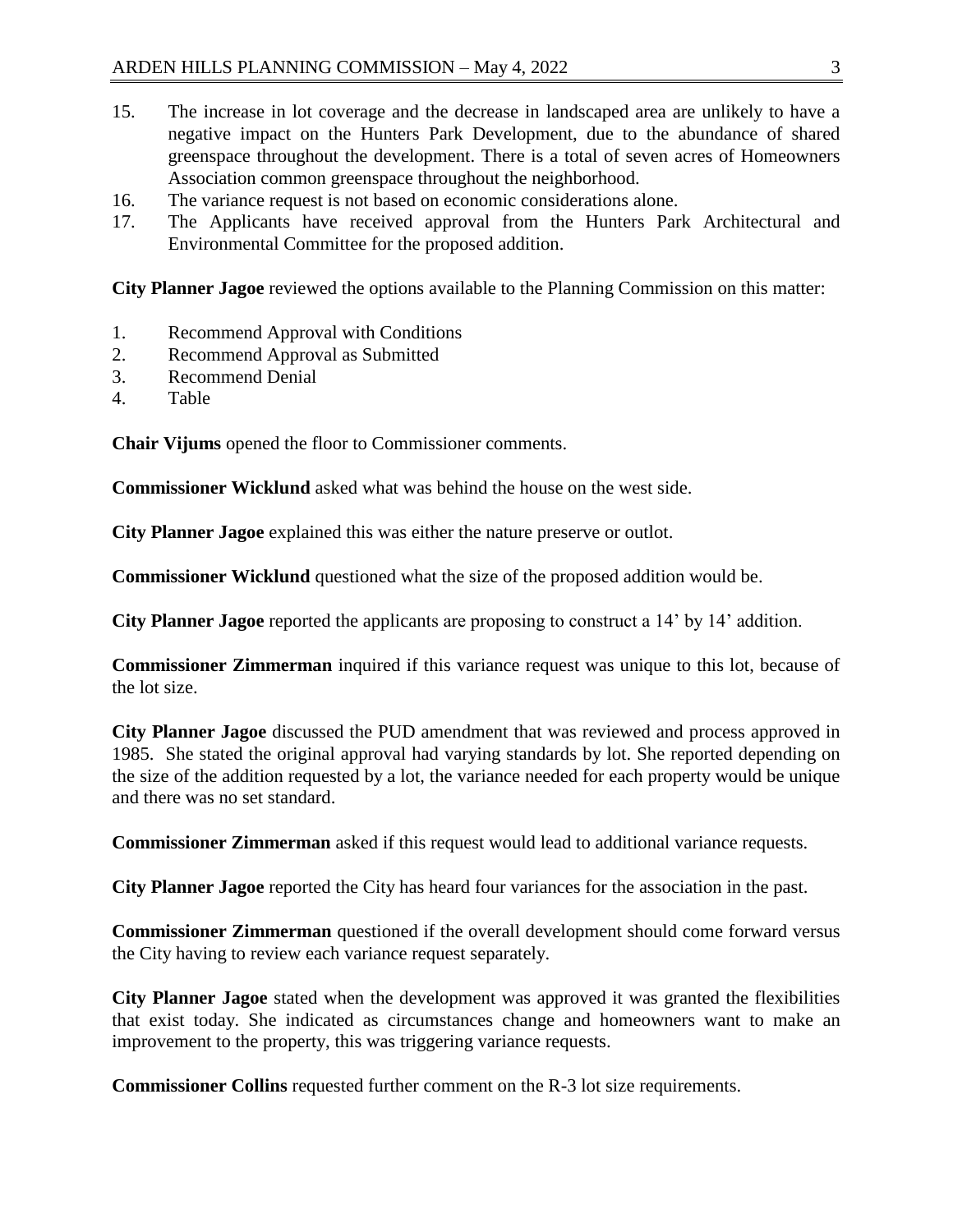15. The increase in lot coverage and the decrease in landscaped area are unlikely to have a negative impact on the Hunters Park Development, due to the abundance of shared greenspace throughout the development. There is a total of seven acres of Homeowners Association common greenspace throughout the neighborhood.
16. The variance request is not based on economic considerations alone.
17. The Applicants have received approval from the Hunters Park Architectural and Environmental Committee for the proposed addition.

**City Planner Jagoe** reviewed the options available to the Planning Commission on this matter:

1. Recommend Approval with Conditions
2. Recommend Approval as Submitted
3. Recommend Denial
4. Table

**Chair Vijums** opened the floor to Commissioner comments.

**Commissioner Wicklund** asked what was behind the house on the west side.

**City Planner Jagoe** explained this was either the nature preserve or outlot.

**Commissioner Wicklund** questioned what the size of the proposed addition would be.

**City Planner Jagoe** reported the applicants are proposing to construct a 14' by 14' addition.

**Commissioner Zimmerman** inquired if this variance request was unique to this lot, because of the lot size.

**City Planner Jagoe** discussed the PUD amendment that was reviewed and process approved in 1985. She stated the original approval had varying standards by lot. She reported depending on the size of the addition requested by a lot, the variance needed for each property would be unique and there was no set standard.

**Commissioner Zimmerman** asked if this request would lead to additional variance requests.

**City Planner Jagoe** reported the City has heard four variances for the association in the past.

**Commissioner Zimmerman** questioned if the overall development should come forward versus the City having to review each variance request separately.

**City Planner Jagoe** stated when the development was approved it was granted the flexibilities that exist today. She indicated as circumstances change and homeowners want to make an improvement to the property, this was triggering variance requests.

**Commissioner Collins** requested further comment on the R-3 lot size requirements.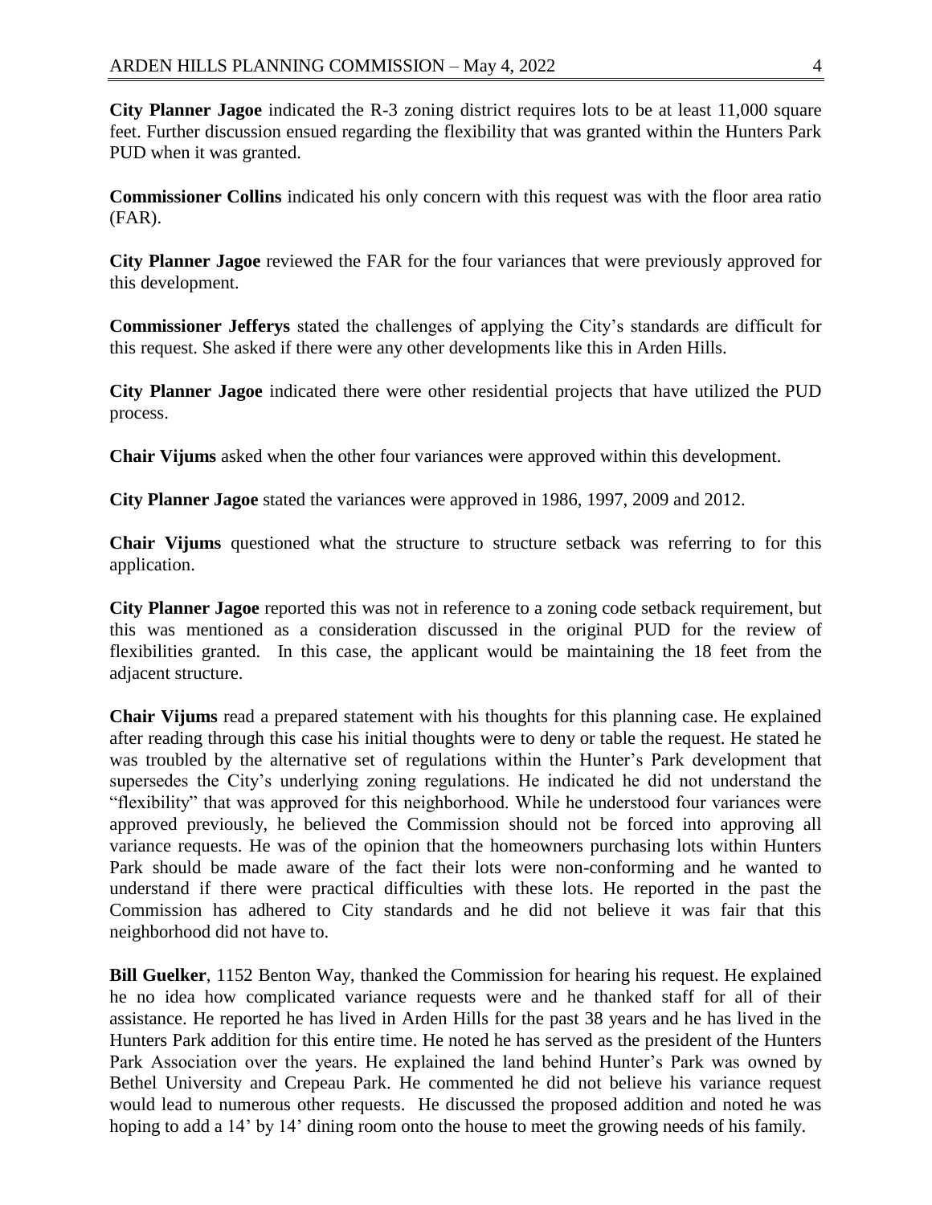**City Planner Jagoe** indicated the R-3 zoning district requires lots to be at least 11,000 square feet. Further discussion ensued regarding the flexibility that was granted within the Hunters Park PUD when it was granted.

**Commissioner Collins** indicated his only concern with this request was with the floor area ratio (FAR).

**City Planner Jagoe** reviewed the FAR for the four variances that were previously approved for this development.

**Commissioner Jefferys** stated the challenges of applying the City's standards are difficult for this request. She asked if there were any other developments like this in Arden Hills.

**City Planner Jagoe** indicated there were other residential projects that have utilized the PUD process.

**Chair Vijums** asked when the other four variances were approved within this development.

**City Planner Jagoe** stated the variances were approved in 1986, 1997, 2009 and 2012.

**Chair Vijums** questioned what the structure to structure setback was referring to for this application.

**City Planner Jagoe** reported this was not in reference to a zoning code setback requirement, but this was mentioned as a consideration discussed in the original PUD for the review of flexibilities granted. In this case, the applicant would be maintaining the 18 feet from the adjacent structure.

**Chair Vijums** read a prepared statement with his thoughts for this planning case. He explained after reading through this case his initial thoughts were to deny or table the request. He stated he was troubled by the alternative set of regulations within the Hunter's Park development that supersedes the City's underlying zoning regulations. He indicated he did not understand the "flexibility" that was approved for this neighborhood. While he understood four variances were approved previously, he believed the Commission should not be forced into approving all variance requests. He was of the opinion that the homeowners purchasing lots within Hunters Park should be made aware of the fact their lots were non-conforming and he wanted to understand if there were practical difficulties with these lots. He reported in the past the Commission has adhered to City standards and he did not believe it was fair that this neighborhood did not have to.

**Bill Guelker**, 1152 Benton Way, thanked the Commission for hearing his request. He explained he no idea how complicated variance requests were and he thanked staff for all of their assistance. He reported he has lived in Arden Hills for the past 38 years and he has lived in the Hunters Park addition for this entire time. He noted he has served as the president of the Hunters Park Association over the years. He explained the land behind Hunter's Park was owned by Bethel University and Crepeau Park. He commented he did not believe his variance request would lead to numerous other requests. He discussed the proposed addition and noted he was hoping to add a 14' by 14' dining room onto the house to meet the growing needs of his family.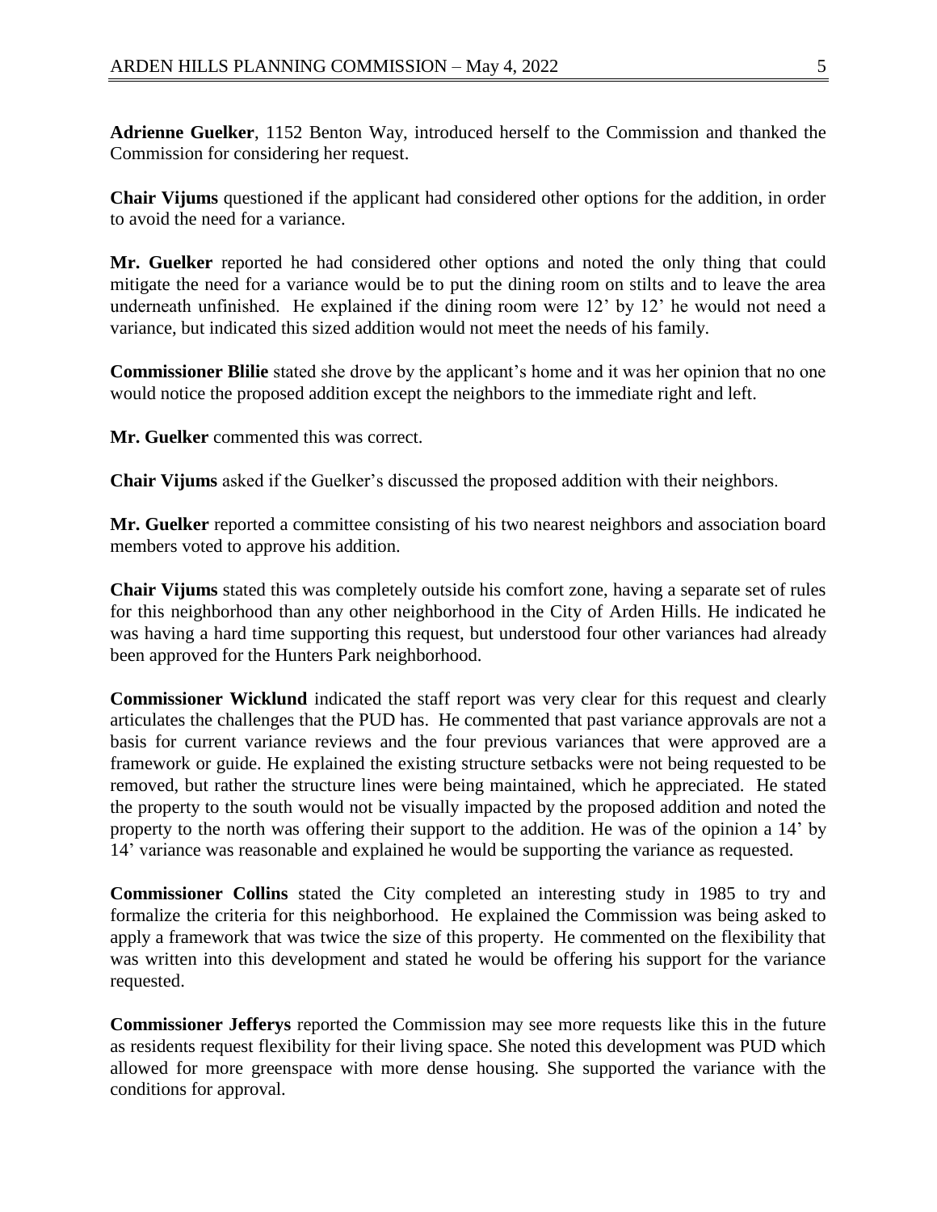**Adrienne Guelker**, 1152 Benton Way, introduced herself to the Commission and thanked the Commission for considering her request.

**Chair Vijums** questioned if the applicant had considered other options for the addition, in order to avoid the need for a variance.

**Mr. Guelker** reported he had considered other options and noted the only thing that could mitigate the need for a variance would be to put the dining room on stilts and to leave the area underneath unfinished. He explained if the dining room were 12' by 12' he would not need a variance, but indicated this sized addition would not meet the needs of his family.

**Commissioner Blilie** stated she drove by the applicant's home and it was her opinion that no one would notice the proposed addition except the neighbors to the immediate right and left.

**Mr. Guelker** commented this was correct.

**Chair Vijums** asked if the Guelker's discussed the proposed addition with their neighbors.

**Mr. Guelker** reported a committee consisting of his two nearest neighbors and association board members voted to approve his addition.

**Chair Vijums** stated this was completely outside his comfort zone, having a separate set of rules for this neighborhood than any other neighborhood in the City of Arden Hills. He indicated he was having a hard time supporting this request, but understood four other variances had already been approved for the Hunters Park neighborhood.

**Commissioner Wicklund** indicated the staff report was very clear for this request and clearly articulates the challenges that the PUD has. He commented that past variance approvals are not a basis for current variance reviews and the four previous variances that were approved are a framework or guide. He explained the existing structure setbacks were not being requested to be removed, but rather the structure lines were being maintained, which he appreciated. He stated the property to the south would not be visually impacted by the proposed addition and noted the property to the north was offering their support to the addition. He was of the opinion a 14' by 14' variance was reasonable and explained he would be supporting the variance as requested.

**Commissioner Collins** stated the City completed an interesting study in 1985 to try and formalize the criteria for this neighborhood. He explained the Commission was being asked to apply a framework that was twice the size of this property. He commented on the flexibility that was written into this development and stated he would be offering his support for the variance requested.

**Commissioner Jefferys** reported the Commission may see more requests like this in the future as residents request flexibility for their living space. She noted this development was PUD which allowed for more greenspace with more dense housing. She supported the variance with the conditions for approval.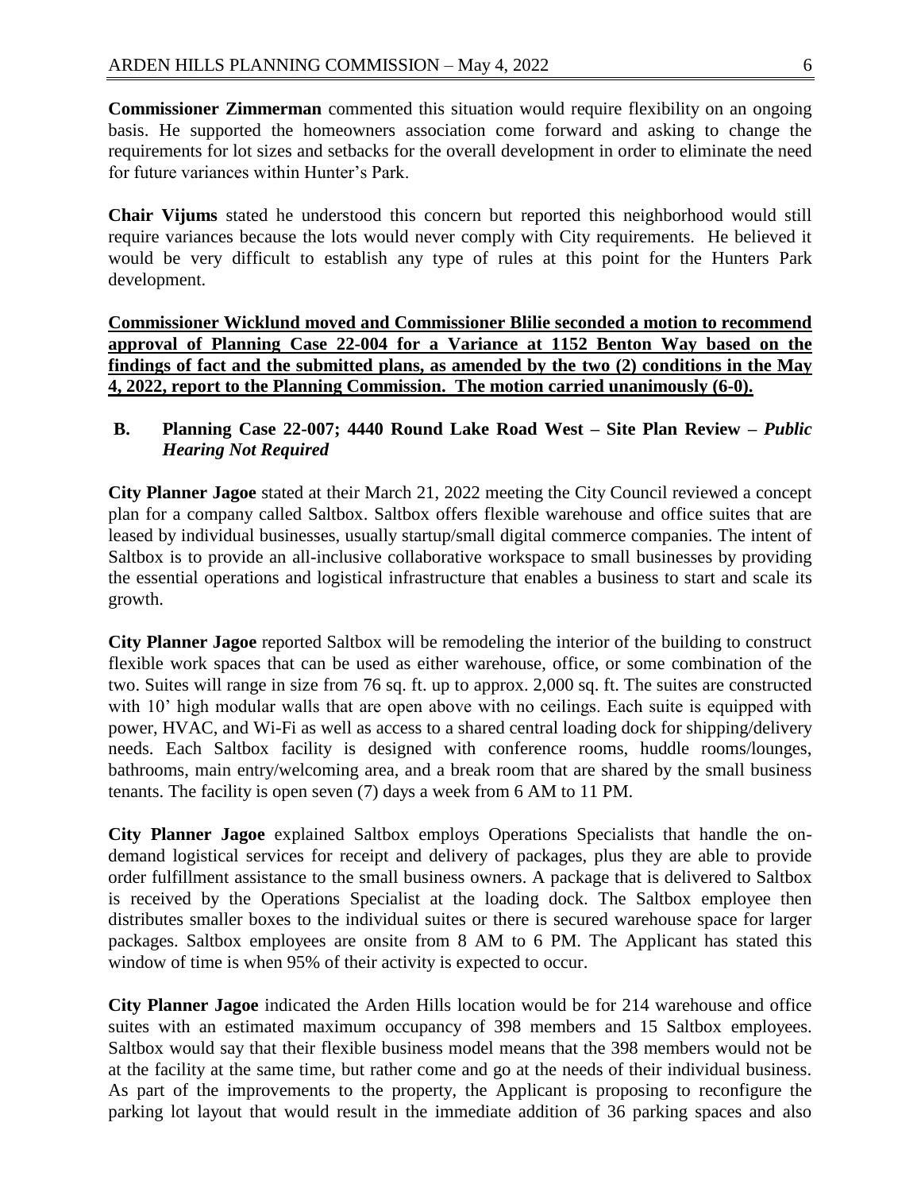**Commissioner Zimmerman** commented this situation would require flexibility on an ongoing basis. He supported the homeowners association come forward and asking to change the requirements for lot sizes and setbacks for the overall development in order to eliminate the need for future variances within Hunter's Park.

**Chair Vijums** stated he understood this concern but reported this neighborhood would still require variances because the lots would never comply with City requirements. He believed it would be very difficult to establish any type of rules at this point for the Hunters Park development.

**Commissioner Wicklund moved and Commissioner Blilie seconded a motion to recommend approval of Planning Case 22-004 for a Variance at 1152 Benton Way based on the findings of fact and the submitted plans, as amended by the two (2) conditions in the May 4, 2022, report to the Planning Commission. The motion carried unanimously (6-0).**

**B. Planning Case 22-007; 4440 Round Lake Road West – Site Plan Review –** ***Public Hearing Not Required***

**City Planner Jagoe** stated at their March 21, 2022 meeting the City Council reviewed a concept plan for a company called Saltbox. Saltbox offers flexible warehouse and office suites that are leased by individual businesses, usually startup/small digital commerce companies. The intent of Saltbox is to provide an all-inclusive collaborative workspace to small businesses by providing the essential operations and logistical infrastructure that enables a business to start and scale its growth.

**City Planner Jagoe** reported Saltbox will be remodeling the interior of the building to construct flexible work spaces that can be used as either warehouse, office, or some combination of the two. Suites will range in size from 76 sq. ft. up to approx. 2,000 sq. ft. The suites are constructed with 10' high modular walls that are open above with no ceilings. Each suite is equipped with power, HVAC, and Wi-Fi as well as access to a shared central loading dock for shipping/delivery needs. Each Saltbox facility is designed with conference rooms, huddle rooms/lounges, bathrooms, main entry/welcoming area, and a break room that are shared by the small business tenants. The facility is open seven (7) days a week from 6 AM to 11 PM.

**City Planner Jagoe** explained Saltbox employs Operations Specialists that handle the on-demand logistical services for receipt and delivery of packages, plus they are able to provide order fulfillment assistance to the small business owners. A package that is delivered to Saltbox is received by the Operations Specialist at the loading dock. The Saltbox employee then distributes smaller boxes to the individual suites or there is secured warehouse space for larger packages. Saltbox employees are onsite from 8 AM to 6 PM. The Applicant has stated this window of time is when 95% of their activity is expected to occur.

**City Planner Jagoe** indicated the Arden Hills location would be for 214 warehouse and office suites with an estimated maximum occupancy of 398 members and 15 Saltbox employees. Saltbox would say that their flexible business model means that the 398 members would not be at the facility at the same time, but rather come and go at the needs of their individual business. As part of the improvements to the property, the Applicant is proposing to reconfigure the parking lot layout that would result in the immediate addition of 36 parking spaces and also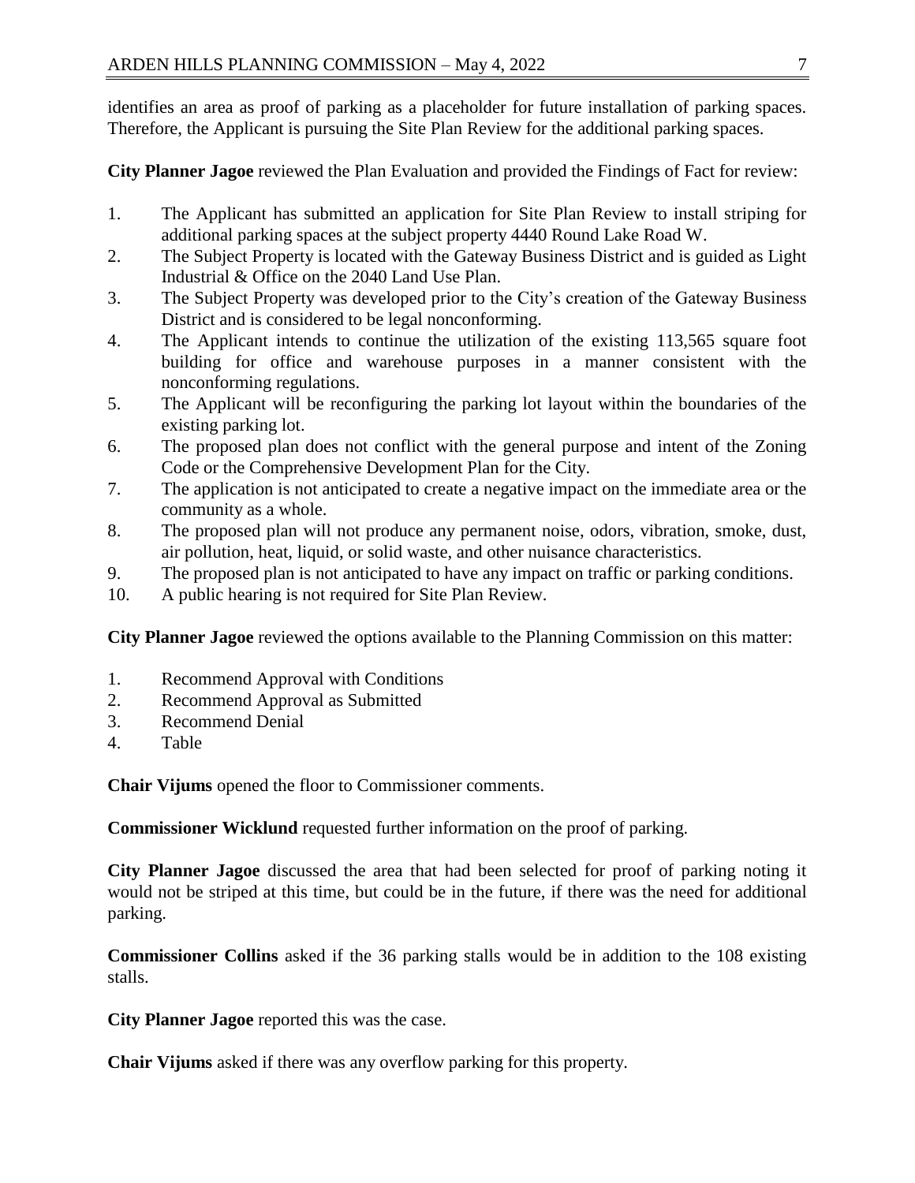identifies an area as proof of parking as a placeholder for future installation of parking spaces. Therefore, the Applicant is pursuing the Site Plan Review for the additional parking spaces.

**City Planner Jagoe** reviewed the Plan Evaluation and provided the Findings of Fact for review:

1. The Applicant has submitted an application for Site Plan Review to install striping for additional parking spaces at the subject property 4440 Round Lake Road W.
2. The Subject Property is located with the Gateway Business District and is guided as Light Industrial & Office on the 2040 Land Use Plan.
3. The Subject Property was developed prior to the City's creation of the Gateway Business District and is considered to be legal nonconforming.
4. The Applicant intends to continue the utilization of the existing 113,565 square foot building for office and warehouse purposes in a manner consistent with the nonconforming regulations.
5. The Applicant will be reconfiguring the parking lot layout within the boundaries of the existing parking lot.
6. The proposed plan does not conflict with the general purpose and intent of the Zoning Code or the Comprehensive Development Plan for the City.
7. The application is not anticipated to create a negative impact on the immediate area or the community as a whole.
8. The proposed plan will not produce any permanent noise, odors, vibration, smoke, dust, air pollution, heat, liquid, or solid waste, and other nuisance characteristics.
9. The proposed plan is not anticipated to have any impact on traffic or parking conditions.
10. A public hearing is not required for Site Plan Review.

**City Planner Jagoe** reviewed the options available to the Planning Commission on this matter:

1. Recommend Approval with Conditions
2. Recommend Approval as Submitted
3. Recommend Denial
4. Table

**Chair Vijums** opened the floor to Commissioner comments.

**Commissioner Wicklund** requested further information on the proof of parking.

**City Planner Jagoe** discussed the area that had been selected for proof of parking noting it would not be striped at this time, but could be in the future, if there was the need for additional parking.

**Commissioner Collins** asked if the 36 parking stalls would be in addition to the 108 existing stalls.

**City Planner Jagoe** reported this was the case.

**Chair Vijums** asked if there was any overflow parking for this property.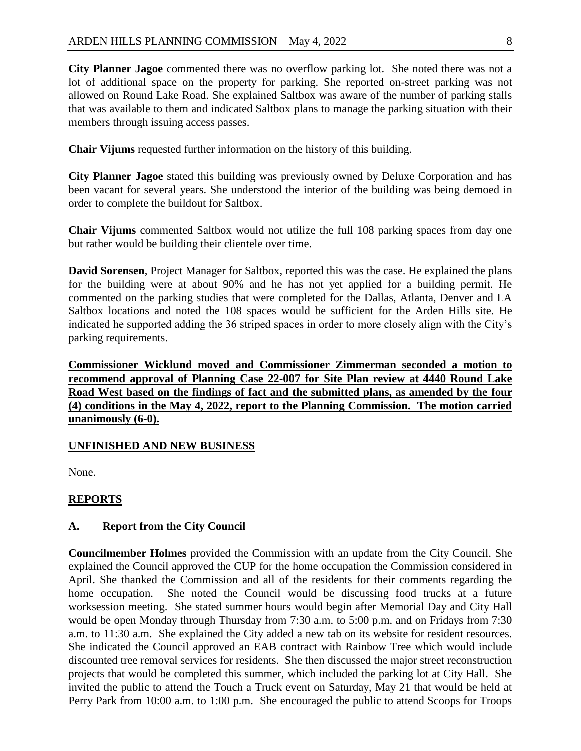**City Planner Jagoe** commented there was no overflow parking lot. She noted there was not a lot of additional space on the property for parking. She reported on-street parking was not allowed on Round Lake Road. She explained Saltbox was aware of the number of parking stalls that was available to them and indicated Saltbox plans to manage the parking situation with their members through issuing access passes.

**Chair Vijums** requested further information on the history of this building.

**City Planner Jagoe** stated this building was previously owned by Deluxe Corporation and has been vacant for several years. She understood the interior of the building was being demoed in order to complete the buildout for Saltbox.

**Chair Vijums** commented Saltbox would not utilize the full 108 parking spaces from day one but rather would be building their clientele over time.

**David Sorensen**, Project Manager for Saltbox, reported this was the case. He explained the plans for the building were at about 90% and he has not yet applied for a building permit. He commented on the parking studies that were completed for the Dallas, Atlanta, Denver and LA Saltbox locations and noted the 108 spaces would be sufficient for the Arden Hills site. He indicated he supported adding the 36 striped spaces in order to more closely align with the City's parking requirements.

**Commissioner Wicklund moved and Commissioner Zimmerman seconded a motion to recommend approval of Planning Case 22-007 for Site Plan review at 4440 Round Lake Road West based on the findings of fact and the submitted plans, as amended by the four (4) conditions in the May 4, 2022, report to the Planning Commission. The motion carried unanimously (6-0).**

## UNFINISHED AND NEW BUSINESS

None.

## REPORTS

### A. Report from the City Council

**Councilmember Holmes** provided the Commission with an update from the City Council. She explained the Council approved the CUP for the home occupation the Commission considered in April. She thanked the Commission and all of the residents for their comments regarding the home occupation. She noted the Council would be discussing food trucks at a future worksession meeting. She stated summer hours would begin after Memorial Day and City Hall would be open Monday through Thursday from 7:30 a.m. to 5:00 p.m. and on Fridays from 7:30 a.m. to 11:30 a.m. She explained the City added a new tab on its website for resident resources. She indicated the Council approved an EAB contract with Rainbow Tree which would include discounted tree removal services for residents. She then discussed the major street reconstruction projects that would be completed this summer, which included the parking lot at City Hall. She invited the public to attend the Touch a Truck event on Saturday, May 21 that would be held at Perry Park from 10:00 a.m. to 1:00 p.m. She encouraged the public to attend Scoops for Troops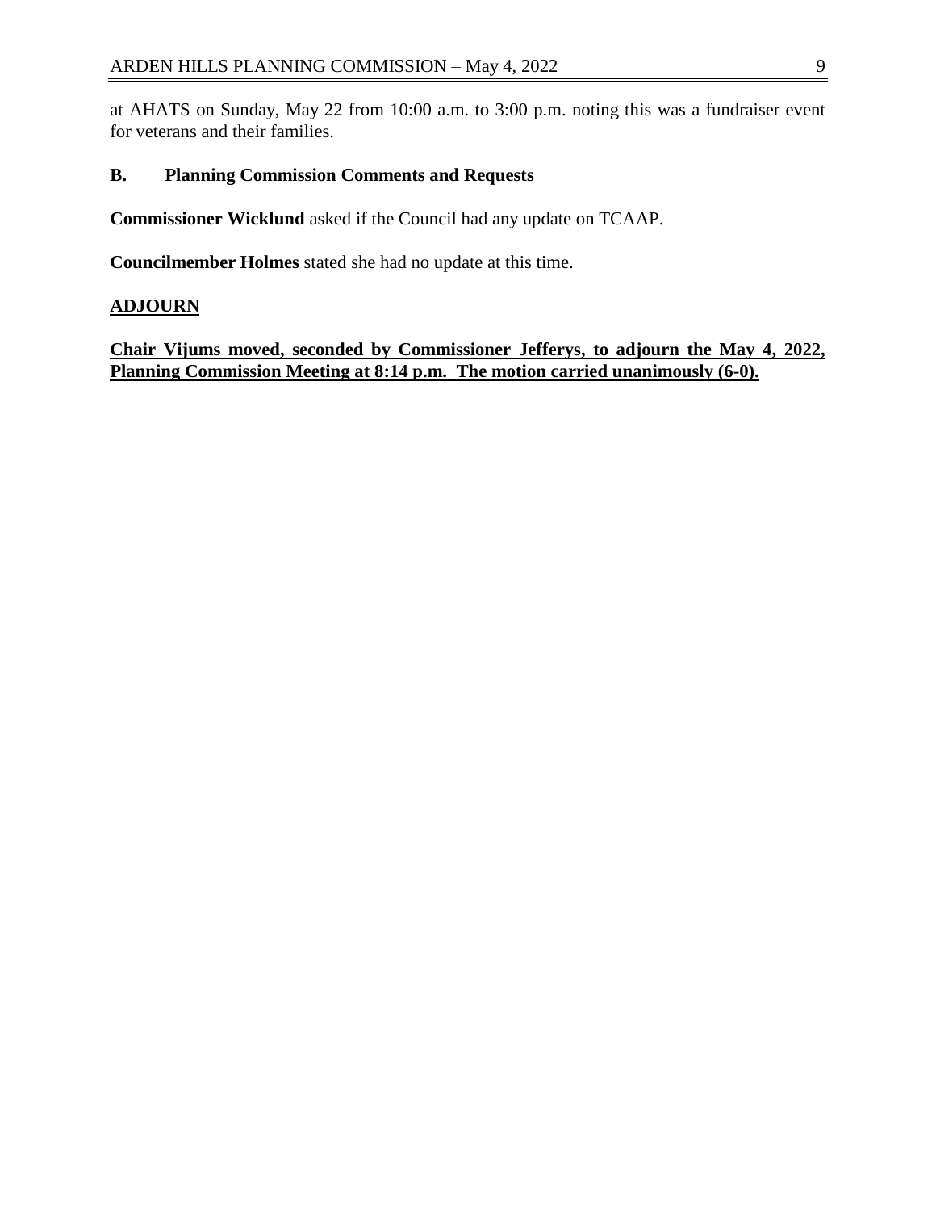at AHATS on Sunday, May 22 from 10:00 a.m. to 3:00 p.m. noting this was a fundraiser event for veterans and their families.

**B. Planning Commission Comments and Requests**

**Commissioner Wicklund** asked if the Council had any update on TCAAP.

**Councilmember Holmes** stated she had no update at this time.

**ADJOURN**

**Chair Vijums moved, seconded by Commissioner Jefferys, to adjourn the May 4, 2022, Planning Commission Meeting at 8:14 p.m. The motion carried unanimously (6-0).**